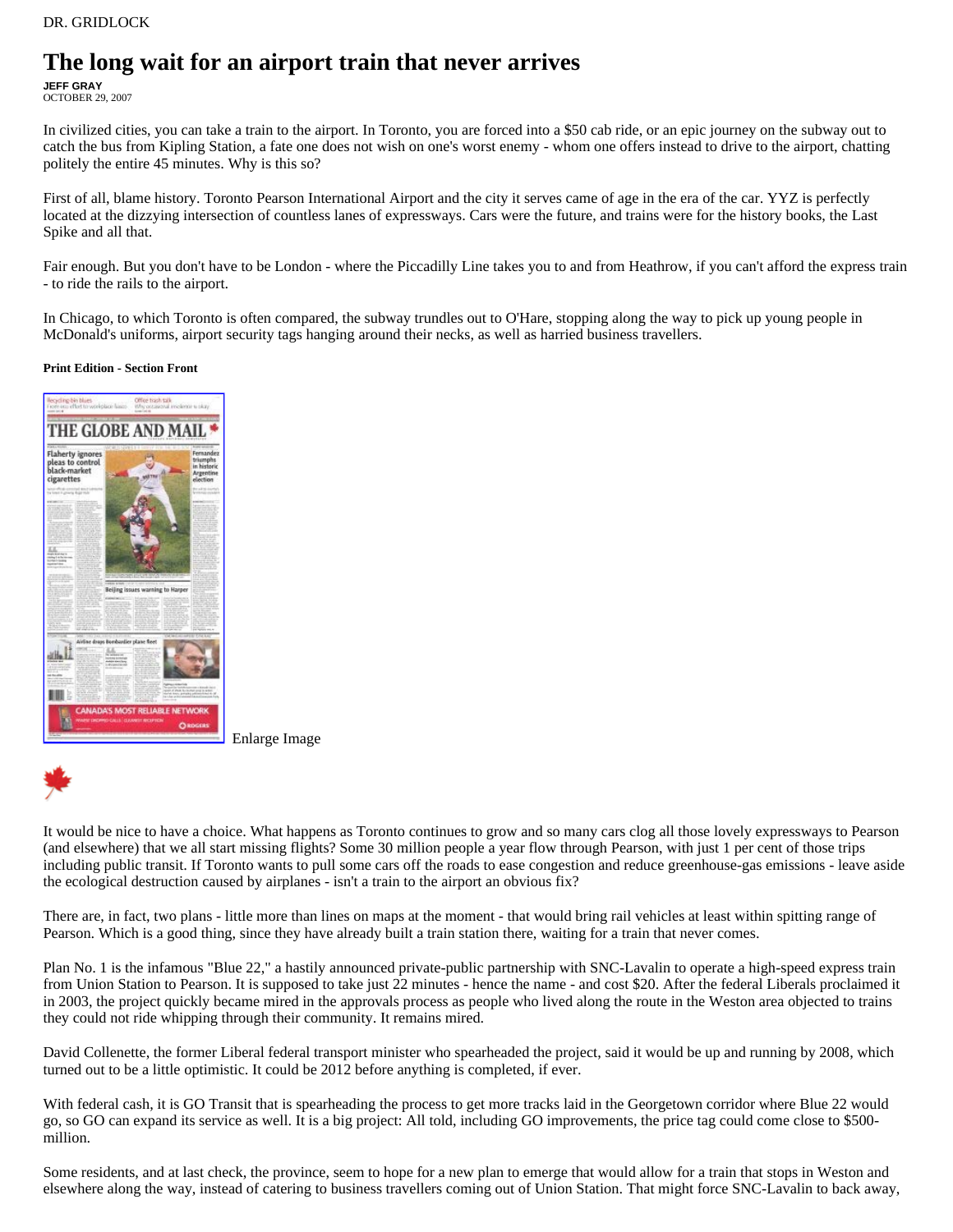DR. GRIDLOCK

# The long wait for an airport train that never arrives

**JEFF GRAY**
OCTOBER 29, 2007

In civilized cities, you can take a train to the airport. In Toronto, you are forced into a $50 cab ride, or an epic journey on the subway out to catch the bus from Kipling Station, a fate one does not wish on one's worst enemy - whom one offers instead to drive to the airport, chatting politely the entire 45 minutes. Why is this so?

First of all, blame history. Toronto Pearson International Airport and the city it serves came of age in the era of the car. YYZ is perfectly located at the dizzying intersection of countless lanes of expressways. Cars were the future, and trains were for the history books, the Last Spike and all that.

Fair enough. But you don't have to be London - where the Piccadilly Line takes you to and from Heathrow, if you can't afford the express train - to ride the rails to the airport.

In Chicago, to which Toronto is often compared, the subway trundles out to O'Hare, stopping along the way to pick up young people in McDonald's uniforms, airport security tags hanging around their necks, as well as harried business travellers.

**Print Edition - Section Front**

Enlarge Image

It would be nice to have a choice. What happens as Toronto continues to grow and so many cars clog all those lovely expressways to Pearson (and elsewhere) that we all start missing flights? Some 30 million people a year flow through Pearson, with just 1 per cent of those trips including public transit. If Toronto wants to pull some cars off the roads to ease congestion and reduce greenhouse-gas emissions - leave aside the ecological destruction caused by airplanes - isn't a train to the airport an obvious fix?

There are, in fact, two plans - little more than lines on maps at the moment - that would bring rail vehicles at least within spitting range of Pearson. Which is a good thing, since they have already built a train station there, waiting for a train that never comes.

Plan No. 1 is the infamous "Blue 22," a hastily announced private-public partnership with SNC-Lavalin to operate a high-speed express train from Union Station to Pearson. It is supposed to take just 22 minutes - hence the name - and cost $20. After the federal Liberals proclaimed it in 2003, the project quickly became mired in the approvals process as people who lived along the route in the Weston area objected to trains they could not ride whipping through their community. It remains mired.

David Collenette, the former Liberal federal transport minister who spearheaded the project, said it would be up and running by 2008, which turned out to be a little optimistic. It could be 2012 before anything is completed, if ever.

With federal cash, it is GO Transit that is spearheading the process to get more tracks laid in the Georgetown corridor where Blue 22 would go, so GO can expand its service as well. It is a big project: All told, including GO improvements, the price tag could come close to $500-million.

Some residents, and at last check, the province, seem to hope for a new plan to emerge that would allow for a train that stops in Weston and elsewhere along the way, instead of catering to business travellers coming out of Union Station. That might force SNC-Lavalin to back away,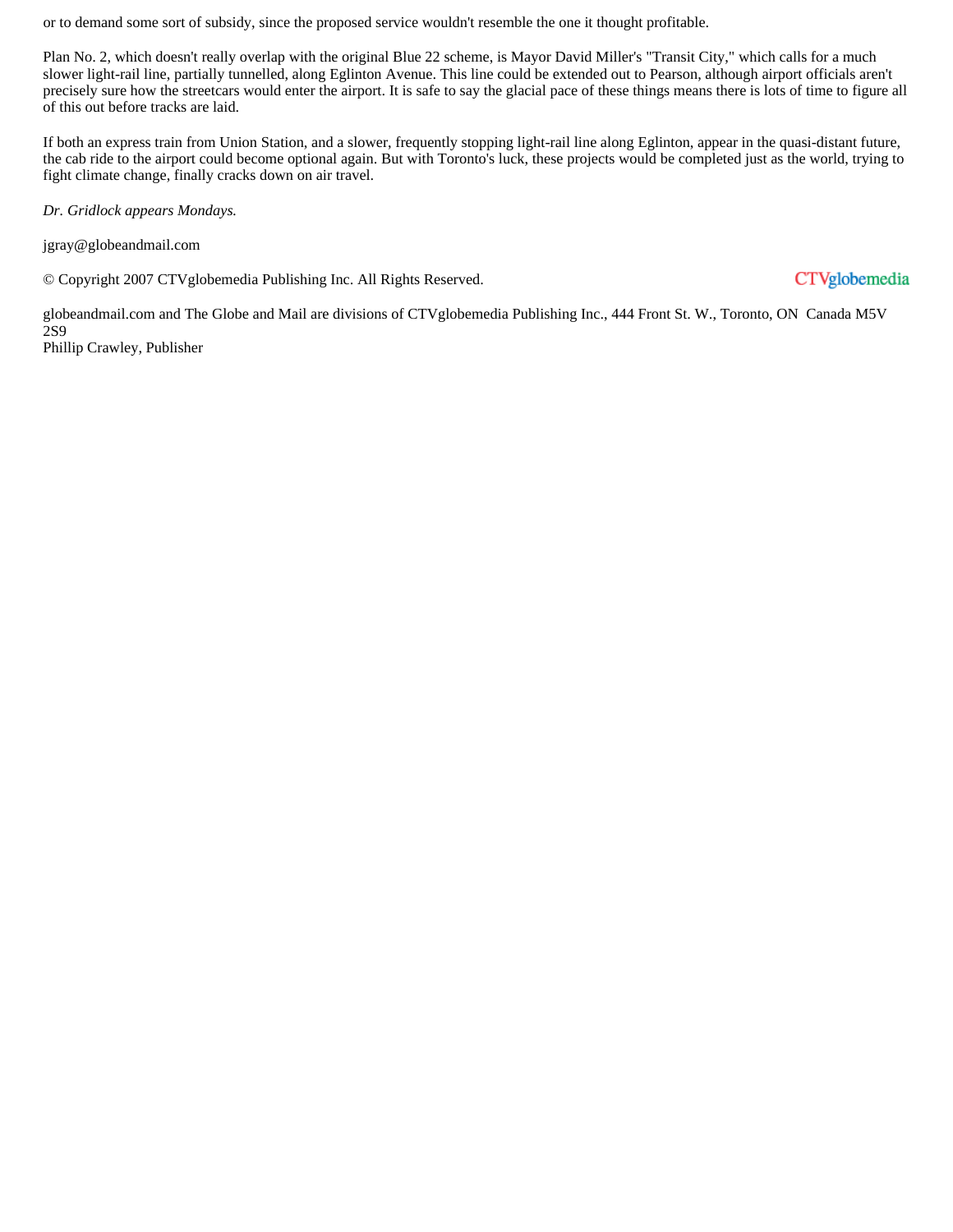or to demand some sort of subsidy, since the proposed service wouldn't resemble the one it thought profitable.

Plan No. 2, which doesn't really overlap with the original Blue 22 scheme, is Mayor David Miller's "Transit City," which calls for a much slower light-rail line, partially tunnelled, along Eglinton Avenue. This line could be extended out to Pearson, although airport officials aren't precisely sure how the streetcars would enter the airport. It is safe to say the glacial pace of these things means there is lots of time to figure all of this out before tracks are laid.

If both an express train from Union Station, and a slower, frequently stopping light-rail line along Eglinton, appear in the quasi-distant future, the cab ride to the airport could become optional again. But with Toronto's luck, these projects would be completed just as the world, trying to fight climate change, finally cracks down on air travel.

*Dr. Gridlock appears Mondays.*

jgray@globeandmail.com

© Copyright 2007 CTVglobemedia Publishing Inc. All Rights Reserved.

CTVglobemedia

globeandmail.com and The Globe and Mail are divisions of CTVglobemedia Publishing Inc., 444 Front St. W., Toronto, ON Canada M5V 2S9
Phillip Crawley, Publisher